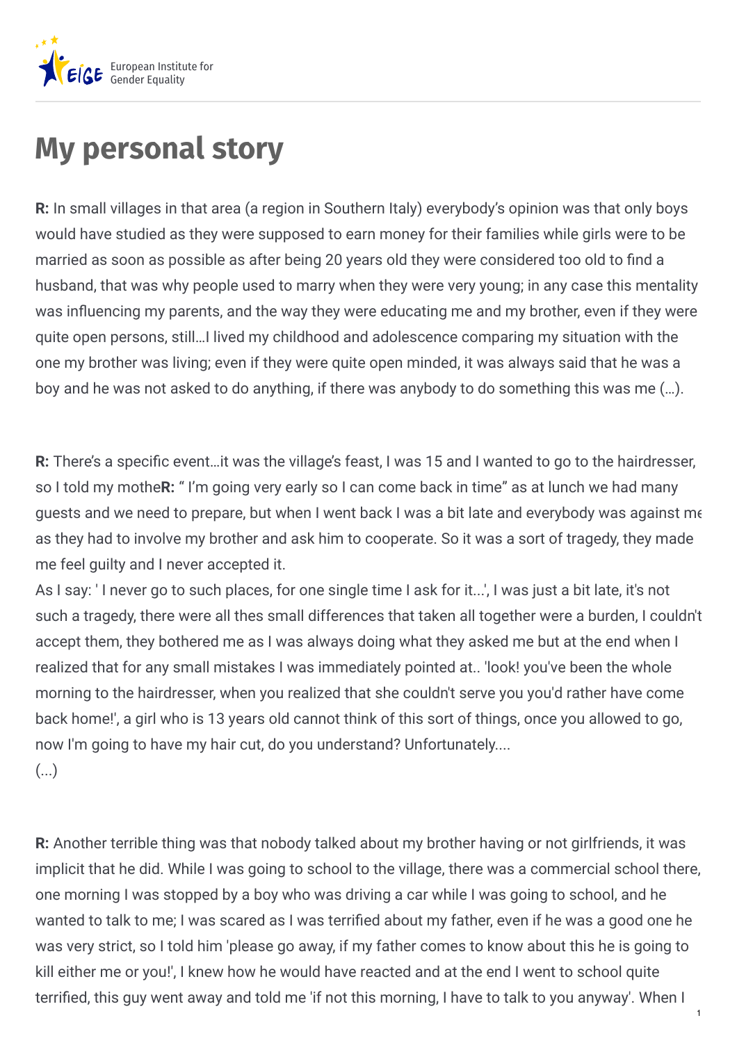# My personal story

**R:** In small villages in that area (a region in Southern Italy) everybody's opinion was that only boys would have studied as they were supposed to earn money for their families while girls were to be married as soon as possible as after being 20 years old they were considered too old to find a husband, that was why people used to marry when they were very young; in any case this mentality was influencing my parents, and the way they were educating me and my brother, even if they were quite open persons, still…I lived my childhood and adolescence comparing my situation with the one my brother was living; even if they were quite open minded, it was always said that he was a boy and he was not asked to do anything, if there was anybody to do something this was me (…).

**R:** There's a specific event…it was the village's feast, I was 15 and I wanted to go to the hairdresser, so I told my mothe**R:** " I'm going very early so I can come back in time" as at lunch we had many guests and we need to prepare, but when I went back I was a bit late and everybody was against me as they had to involve my brother and ask him to cooperate. So it was a sort of tragedy, they made me feel guilty and I never accepted it.
As I say: ' I never go to such places, for one single time I ask for it...', I was just a bit late, it's not such a tragedy, there were all thes small differences that taken all together were a burden, I couldn't accept them, they bothered me as I was always doing what they asked me but at the end when I realized that for any small mistakes I was immediately pointed at.. 'look! you've been the whole morning to the hairdresser, when you realized that she couldn't serve you you'd rather have come back home!', a girl who is 13 years old cannot think of this sort of things, once you allowed to go, now I'm going to have my hair cut, do you understand? Unfortunately....
(...)

**R:** Another terrible thing was that nobody talked about my brother having or not girlfriends, it was implicit that he did. While I was going to school to the village, there was a commercial school there, one morning I was stopped by a boy who was driving a car while I was going to school, and he wanted to talk to me; I was scared as I was terrified about my father, even if he was a good one he was very strict, so I told him 'please go away, if my father comes to know about this he is going to kill either me or you!', I knew how he would have reacted and at the end I went to school quite terrified, this guy went away and told me 'if not this morning, I have to talk to you anyway'. When I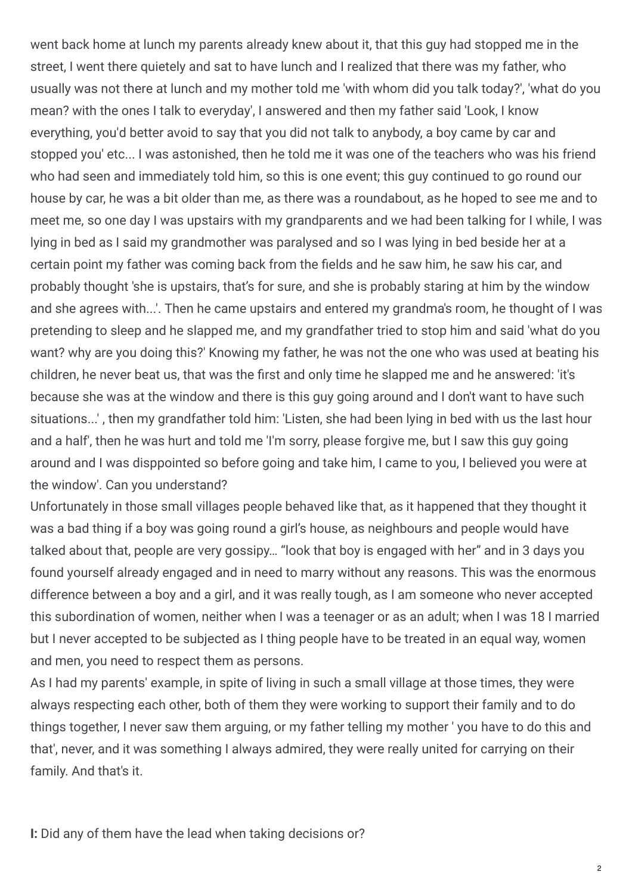went back home at lunch my parents already knew about it, that this guy had stopped me in the street, I went there quietely and sat to have lunch and I realized that there was my father, who usually was not there at lunch and my mother told me 'with whom did you talk today?', 'what do you mean? with the ones I talk to everyday', I answered and then my father said 'Look, I know everything, you'd better avoid to say that you did not talk to anybody, a boy came by car and stopped you' etc... I was astonished, then he told me it was one of the teachers who was his friend who had seen and immediately told him, so this is one event; this guy continued to go round our house by car, he was a bit older than me, as there was a roundabout, as he hoped to see me and to meet me, so one day I was upstairs with my grandparents and we had been talking for I while, I was lying in bed as I said my grandmother was paralysed and so I was lying in bed beside her at a certain point my father was coming back from the fields and he saw him, he saw his car, and probably thought 'she is upstairs, that's for sure, and she is probably staring at him by the window and she agrees with...'. Then he came upstairs and entered my grandma's room, he thought of I was pretending to sleep and he slapped me, and my grandfather tried to stop him and said 'what do you want? why are you doing this?' Knowing my father, he was not the one who was used at beating his children, he never beat us, that was the first and only time he slapped me and he answered: 'it's because she was at the window and there is this guy going around and I don't want to have such situations...' , then my grandfather told him: 'Listen, she had been lying in bed with us the last hour and a half', then he was hurt and told me 'I'm sorry, please forgive me, but I saw this guy going around and I was disppointed so before going and take him, I came to you, I believed you were at the window'. Can you understand?

Unfortunately in those small villages people behaved like that, as it happened that they thought it was a bad thing if a boy was going round a girl's house, as neighbours and people would have talked about that, people are very gossipy… "look that boy is engaged with her" and in 3 days you found yourself already engaged and in need to marry without any reasons. This was the enormous difference between a boy and a girl, and it was really tough, as I am someone who never accepted this subordination of women, neither when I was a teenager or as an adult; when I was 18 I married but I never accepted to be subjected as I thing people have to be treated in an equal way, women and men, you need to respect them as persons.

As I had my parents' example, in spite of living in such a small village at those times, they were always respecting each other, both of them they were working to support their family and to do things together, I never saw them arguing, or my father telling my mother ' you have to do this and that', never, and it was something I always admired, they were really united for carrying on their family. And that's it.

**I:** Did any of them have the lead when taking decisions or?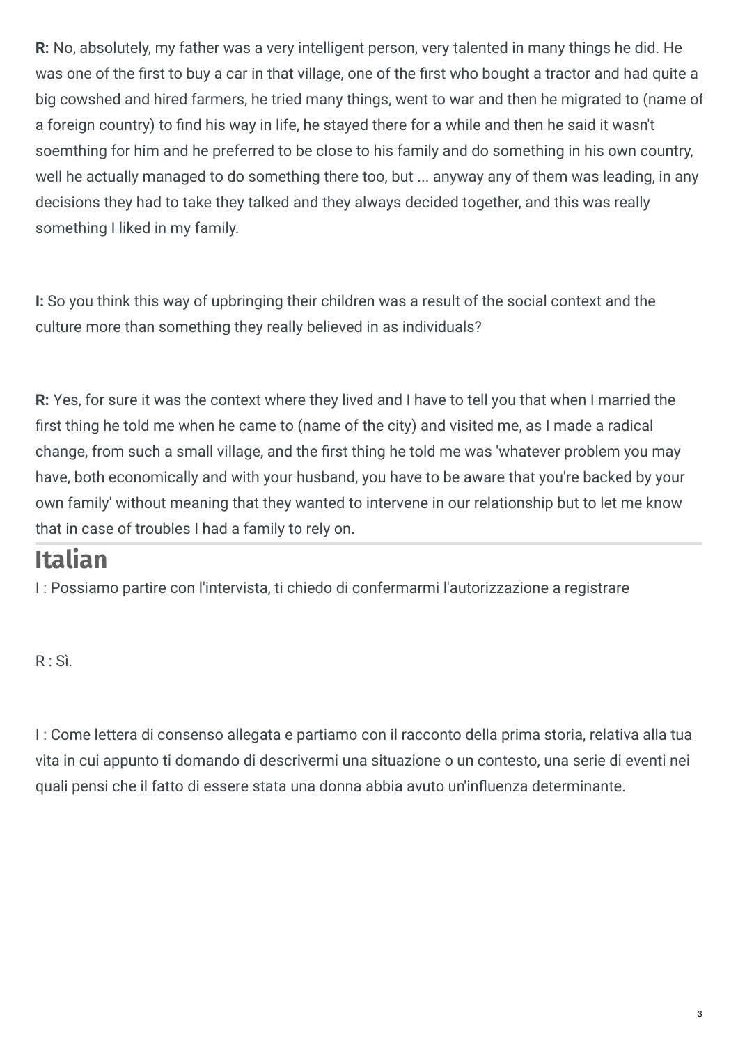**R:** No, absolutely, my father was a very intelligent person, very talented in many things he did. He was one of the first to buy a car in that village, one of the first who bought a tractor and had quite a big cowshed and hired farmers, he tried many things, went to war and then he migrated to (name of a foreign country) to find his way in life, he stayed there for a while and then he said it wasn't soemthing for him and he preferred to be close to his family and do something in his own country, well he actually managed to do something there too, but ... anyway any of them was leading, in any decisions they had to take they talked and they always decided together, and this was really something I liked in my family.

**I:** So you think this way of upbringing their children was a result of the social context and the culture more than something they really believed in as individuals?

**R:** Yes, for sure it was the context where they lived and I have to tell you that when I married the first thing he told me when he came to (name of the city) and visited me, as I made a radical change, from such a small village, and the first thing he told me was 'whatever problem you may have, both economically and with your husband, you have to be aware that you're backed by your own family' without meaning that they wanted to intervene in our relationship but to let me know that in case of troubles I had a family to rely on.

## Italian

I : Possiamo partire con l'intervista, ti chiedo di confermarmi l'autorizzazione a registrare

R : Sì.

I : Come lettera di consenso allegata e partiamo con il racconto della prima storia, relativa alla tua vita in cui appunto ti domando di descrivermi una situazione o un contesto, una serie di eventi nei quali pensi che il fatto di essere stata una donna abbia avuto un'influenza determinante.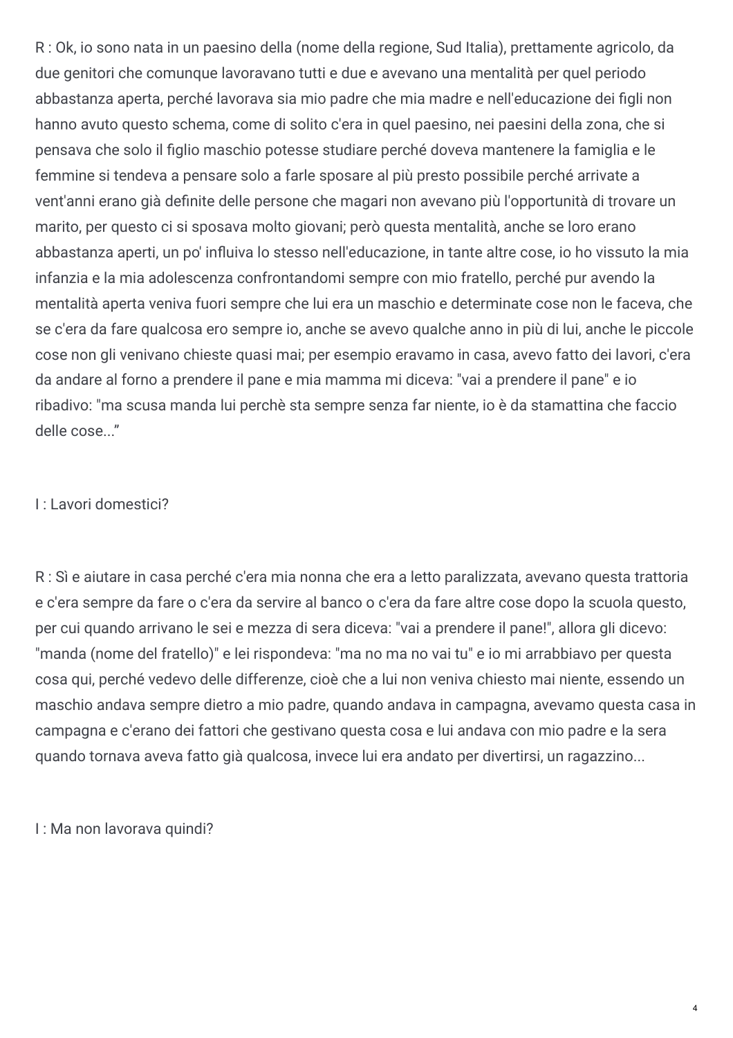R : Ok, io sono nata in un paesino della (nome della regione, Sud Italia), prettamente agricolo, da due genitori che comunque lavoravano tutti e due e avevano una mentalità per quel periodo abbastanza aperta, perché lavorava sia mio padre che mia madre e nell'educazione dei figli non hanno avuto questo schema, come di solito c'era in quel paesino, nei paesini della zona, che si pensava che solo il figlio maschio potesse studiare perché doveva mantenere la famiglia e le femmine si tendeva a pensare solo a farle sposare al più presto possibile perché arrivate a vent'anni erano già definite delle persone che magari non avevano più l'opportunità di trovare un marito, per questo ci si sposava molto giovani; però questa mentalità, anche se loro erano abbastanza aperti, un po' influiva lo stesso nell'educazione, in tante altre cose, io ho vissuto la mia infanzia e la mia adolescenza confrontandomi sempre con mio fratello, perché pur avendo la mentalità aperta veniva fuori sempre che lui era un maschio e determinate cose non le faceva, che se c'era da fare qualcosa ero sempre io, anche se avevo qualche anno in più di lui, anche le piccole cose non gli venivano chieste quasi mai; per esempio eravamo in casa, avevo fatto dei lavori, c'era da andare al forno a prendere il pane e mia mamma mi diceva: "vai a prendere il pane" e io ribadivo: "ma scusa manda lui perchè sta sempre senza far niente, io è da stamattina che faccio delle cose..."

I : Lavori domestici?

R : Sì e aiutare in casa perché c'era mia nonna che era a letto paralizzata, avevano questa trattoria e c'era sempre da fare o c'era da servire al banco o c'era da fare altre cose dopo la scuola questo, per cui quando arrivano le sei e mezza di sera diceva: "vai a prendere il pane!", allora gli dicevo: "manda (nome del fratello)" e lei rispondeva: "ma no ma no vai tu" e io mi arrabbiavo per questa cosa qui, perché vedevo delle differenze, cioè che a lui non veniva chiesto mai niente, essendo un maschio andava sempre dietro a mio padre, quando andava in campagna, avevamo questa casa in campagna e c'erano dei fattori che gestivano questa cosa e lui andava con mio padre e la sera quando tornava aveva fatto già qualcosa, invece lui era andato per divertirsi, un ragazzino...

I : Ma non lavorava quindi?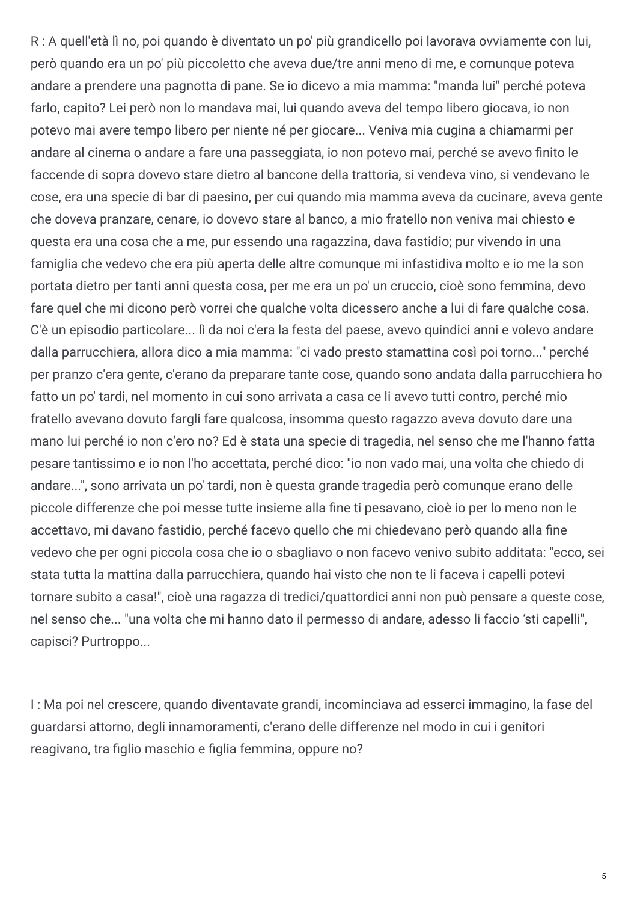R : A quell'età lì no, poi quando è diventato un po' più grandicello poi lavorava ovviamente con lui, però quando era un po' più piccoletto che aveva due/tre anni meno di me, e comunque poteva andare a prendere una pagnotta di pane. Se io dicevo a mia mamma: "manda lui" perché poteva farlo, capito? Lei però non lo mandava mai, lui quando aveva del tempo libero giocava, io non potevo mai avere tempo libero per niente né per giocare... Veniva mia cugina a chiamarmi per andare al cinema o andare a fare una passeggiata, io non potevo mai, perché se avevo finito le faccende di sopra dovevo stare dietro al bancone della trattoria, si vendeva vino, si vendevano le cose, era una specie di bar di paesino, per cui quando mia mamma aveva da cucinare, aveva gente che doveva pranzare, cenare, io dovevo stare al banco, a mio fratello non veniva mai chiesto e questa era una cosa che a me, pur essendo una ragazzina, dava fastidio; pur vivendo in una famiglia che vedevo che era più aperta delle altre comunque mi infastidiva molto e io me la son portata dietro per tanti anni questa cosa, per me era un po' un cruccio, cioè sono femmina, devo fare quel che mi dicono però vorrei che qualche volta dicessero anche a lui di fare qualche cosa. C'è un episodio particolare... lì da noi c'era la festa del paese, avevo quindici anni e volevo andare dalla parrucchiera, allora dico a mia mamma: "ci vado presto stamattina così poi torno..." perché per pranzo c'era gente, c'erano da preparare tante cose, quando sono andata dalla parrucchiera ho fatto un po' tardi, nel momento in cui sono arrivata a casa ce li avevo tutti contro, perché mio fratello avevano dovuto fargli fare qualcosa, insomma questo ragazzo aveva dovuto dare una mano lui perché io non c'ero no? Ed è stata una specie di tragedia, nel senso che me l'hanno fatta pesare tantissimo e io non l'ho accettata, perché dico: "io non vado mai, una volta che chiedo di andare...", sono arrivata un po' tardi, non è questa grande tragedia però comunque erano delle piccole differenze che poi messe tutte insieme alla fine ti pesavano, cioè io per lo meno non le accettavo, mi davano fastidio, perché facevo quello che mi chiedevano però quando alla fine vedevo che per ogni piccola cosa che io o sbagliavo o non facevo venivo subito additata: "ecco, sei stata tutta la mattina dalla parrucchiera, quando hai visto che non te li faceva i capelli potevi tornare subito a casa!", cioè una ragazza di tredici/quattordici anni non può pensare a queste cose, nel senso che... "una volta che mi hanno dato il permesso di andare, adesso li faccio 'sti capelli", capisci? Purtroppo...

I : Ma poi nel crescere, quando diventavate grandi, incominciava ad esserci immagino, la fase del guardarsi attorno, degli innamoramenti, c'erano delle differenze nel modo in cui i genitori reagivano, tra figlio maschio e figlia femmina, oppure no?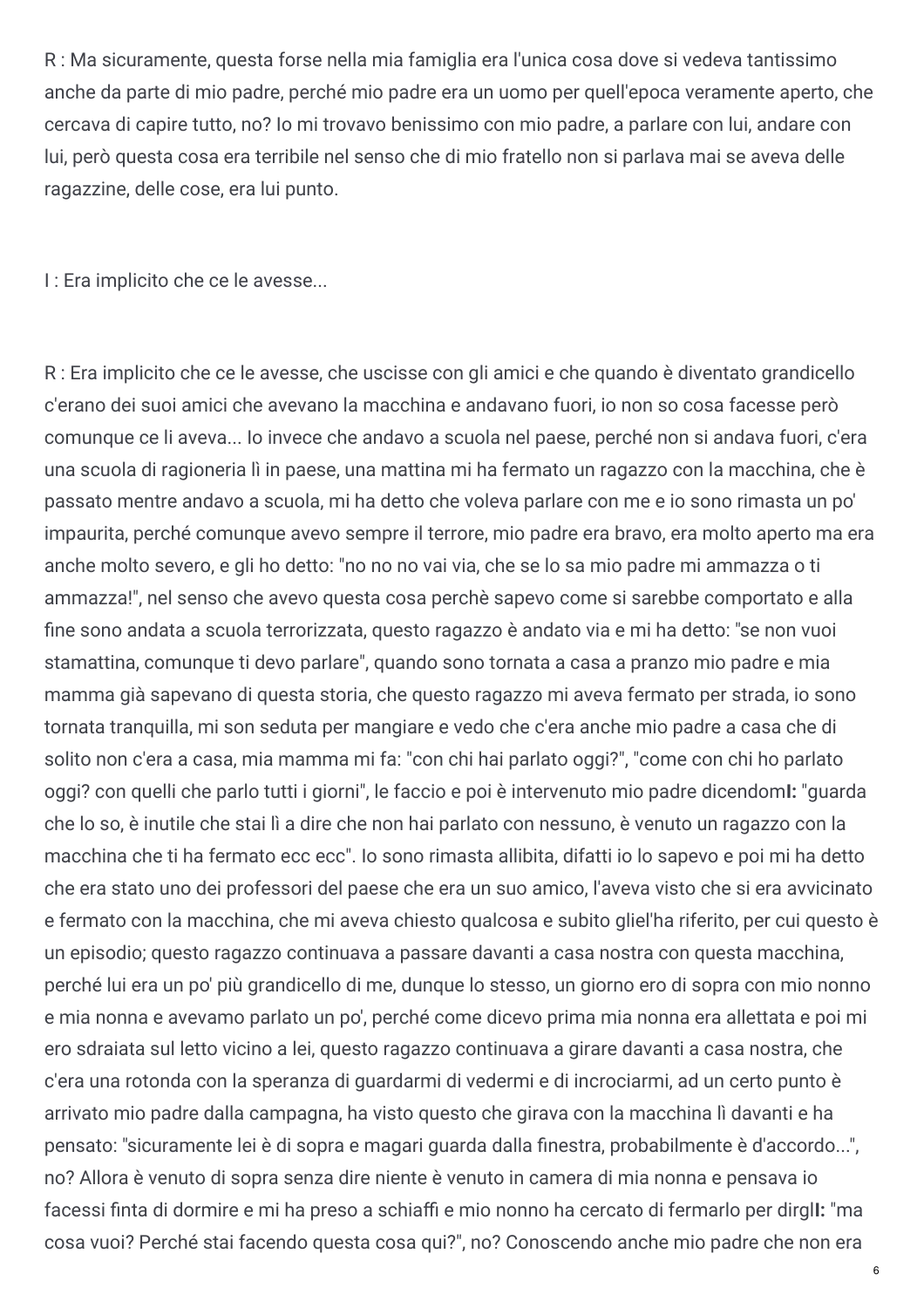R : Ma sicuramente, questa forse nella mia famiglia era l'unica cosa dove si vedeva tantissimo anche da parte di mio padre, perché mio padre era un uomo per quell'epoca veramente aperto, che cercava di capire tutto, no? Io mi trovavo benissimo con mio padre, a parlare con lui, andare con lui, però questa cosa era terribile nel senso che di mio fratello non si parlava mai se aveva delle ragazzine, delle cose, era lui punto.

I : Era implicito che ce le avesse...

R : Era implicito che ce le avesse, che uscisse con gli amici e che quando è diventato grandicello c'erano dei suoi amici che avevano la macchina e andavano fuori, io non so cosa facesse però comunque ce li aveva... Io invece che andavo a scuola nel paese, perché non si andava fuori, c'era una scuola di ragioneria lì in paese, una mattina mi ha fermato un ragazzo con la macchina, che è passato mentre andavo a scuola, mi ha detto che voleva parlare con me e io sono rimasta un po' impaurita, perché comunque avevo sempre il terrore, mio padre era bravo, era molto aperto ma era anche molto severo, e gli ho detto: "no no no vai via, che se lo sa mio padre mi ammazza o ti ammazza!", nel senso che avevo questa cosa perchè sapevo come si sarebbe comportato e alla fine sono andata a scuola terrorizzata, questo ragazzo è andato via e mi ha detto: "se non vuoi stamattina, comunque ti devo parlare", quando sono tornata a casa a pranzo mio padre e mia mamma già sapevano di questa storia, che questo ragazzo mi aveva fermato per strada, io sono tornata tranquilla, mi son seduta per mangiare e vedo che c'era anche mio padre a casa che di solito non c'era a casa, mia mamma mi fa: "con chi hai parlato oggi?", "come con chi ho parlato oggi? con quelli che parlo tutti i giorni", le faccio e poi è intervenuto mio padre dicendom**I:** "guarda che lo so, è inutile che stai lì a dire che non hai parlato con nessuno, è venuto un ragazzo con la macchina che ti ha fermato ecc ecc". Io sono rimasta allibita, difatti io lo sapevo e poi mi ha detto che era stato uno dei professori del paese che era un suo amico, l'aveva visto che si era avvicinato e fermato con la macchina, che mi aveva chiesto qualcosa e subito gliel'ha riferito, per cui questo è un episodio; questo ragazzo continuava a passare davanti a casa nostra con questa macchina, perché lui era un po' più grandicello di me, dunque lo stesso, un giorno ero di sopra con mio nonno e mia nonna e avevamo parlato un po', perché come dicevo prima mia nonna era allettata e poi mi ero sdraiata sul letto vicino a lei, questo ragazzo continuava a girare davanti a casa nostra, che c'era una rotonda con la speranza di guardarmi di vedermi e di incrociarmi, ad un certo punto è arrivato mio padre dalla campagna, ha visto questo che girava con la macchina lì davanti e ha pensato: "sicuramente lei è di sopra e magari guarda dalla finestra, probabilmente è d'accordo...", no? Allora è venuto di sopra senza dire niente è venuto in camera di mia nonna e pensava io facessi finta di dormire e mi ha preso a schiaffi e mio nonno ha cercato di fermarlo per dirgl**I:** "ma cosa vuoi? Perché stai facendo questa cosa qui?", no? Conoscendo anche mio padre che non era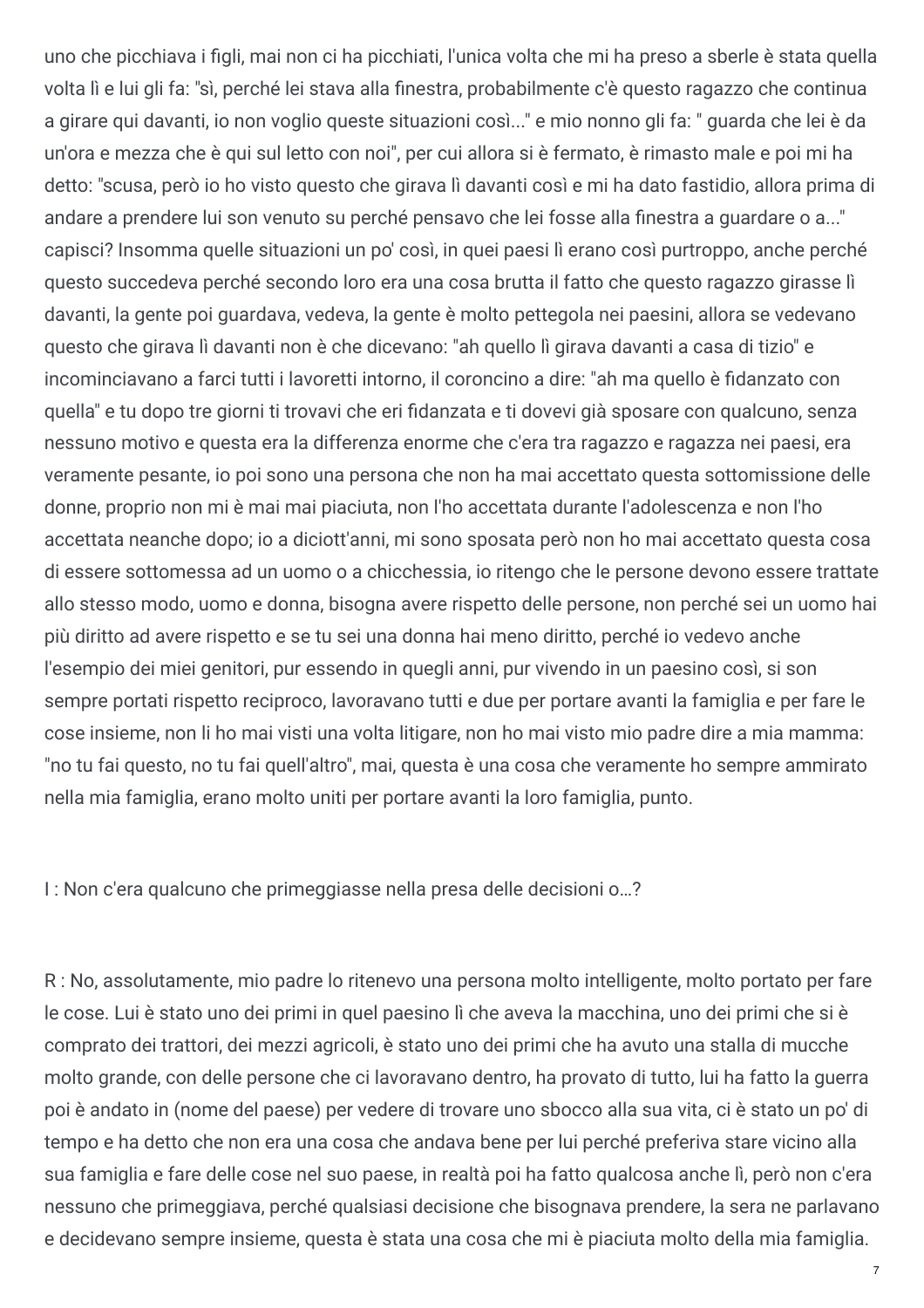uno che picchiava i figli, mai non ci ha picchiati, l'unica volta che mi ha preso a sberle è stata quella volta lì e lui gli fa: "sì, perché lei stava alla finestra, probabilmente c'è questo ragazzo che continua a girare qui davanti, io non voglio queste situazioni così..." e mio nonno gli fa: " guarda che lei è da un'ora e mezza che è qui sul letto con noi", per cui allora si è fermato, è rimasto male e poi mi ha detto: "scusa, però io ho visto questo che girava lì davanti così e mi ha dato fastidio, allora prima di andare a prendere lui son venuto su perché pensavo che lei fosse alla finestra a guardare o a..." capisci? Insomma quelle situazioni un po' così, in quei paesi lì erano così purtroppo, anche perché questo succedeva perché secondo loro era una cosa brutta il fatto che questo ragazzo girasse lì davanti, la gente poi guardava, vedeva, la gente è molto pettegola nei paesini, allora se vedevano questo che girava lì davanti non è che dicevano: "ah quello lì girava davanti a casa di tizio" e incominciavano a farci tutti i lavoretti intorno, il coroncino a dire: "ah ma quello è fidanzato con quella" e tu dopo tre giorni ti trovavi che eri fidanzata e ti dovevi già sposare con qualcuno, senza nessuno motivo e questa era la differenza enorme che c'era tra ragazzo e ragazza nei paesi, era veramente pesante, io poi sono una persona che non ha mai accettato questa sottomissione delle donne, proprio non mi è mai mai piaciuta, non l'ho accettata durante l'adolescenza e non l'ho accettata neanche dopo; io a diciott'anni, mi sono sposata però non ho mai accettato questa cosa di essere sottomessa ad un uomo o a chicchessia, io ritengo che le persone devono essere trattate allo stesso modo, uomo e donna, bisogna avere rispetto delle persone, non perché sei un uomo hai più diritto ad avere rispetto e se tu sei una donna hai meno diritto, perché io vedevo anche l'esempio dei miei genitori, pur essendo in quegli anni, pur vivendo in un paesino così, si son sempre portati rispetto reciproco, lavoravano tutti e due per portare avanti la famiglia e per fare le cose insieme, non li ho mai visti una volta litigare, non ho mai visto mio padre dire a mia mamma: "no tu fai questo, no tu fai quell'altro", mai, questa è una cosa che veramente ho sempre ammirato nella mia famiglia, erano molto uniti per portare avanti la loro famiglia, punto.

I : Non c'era qualcuno che primeggiasse nella presa delle decisioni o…?

R : No, assolutamente, mio padre lo ritenevo una persona molto intelligente, molto portato per fare le cose. Lui è stato uno dei primi in quel paesino lì che aveva la macchina, uno dei primi che si è comprato dei trattori, dei mezzi agricoli, è stato uno dei primi che ha avuto una stalla di mucche molto grande, con delle persone che ci lavoravano dentro, ha provato di tutto, lui ha fatto la guerra poi è andato in (nome del paese) per vedere di trovare uno sbocco alla sua vita, ci è stato un po' di tempo e ha detto che non era una cosa che andava bene per lui perché preferiva stare vicino alla sua famiglia e fare delle cose nel suo paese, in realtà poi ha fatto qualcosa anche lì, però non c'era nessuno che primeggiava, perché qualsiasi decisione che bisognava prendere, la sera ne parlavano e decidevano sempre insieme, questa è stata una cosa che mi è piaciuta molto della mia famiglia.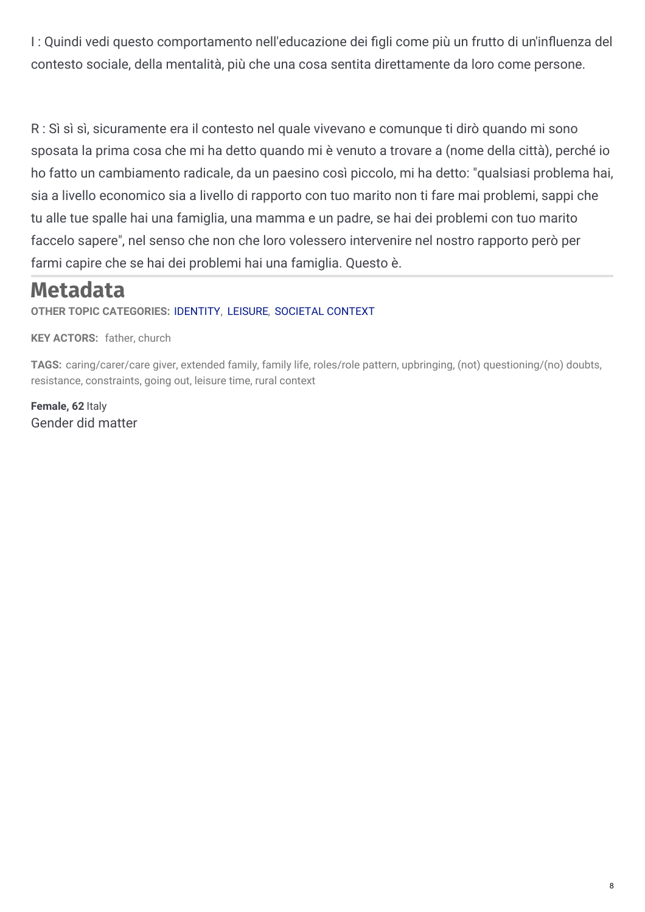I : Quindi vedi questo comportamento nell'educazione dei figli come più un frutto di un'influenza del contesto sociale, della mentalità, più che una cosa sentita direttamente da loro come persone.

R : Sì sì sì, sicuramente era il contesto nel quale vivevano e comunque ti dirò quando mi sono sposata la prima cosa che mi ha detto quando mi è venuto a trovare a (nome della città), perché io ho fatto un cambiamento radicale, da un paesino così piccolo, mi ha detto: "qualsiasi problema hai, sia a livello economico sia a livello di rapporto con tuo marito non ti fare mai problemi, sappi che tu alle tue spalle hai una famiglia, una mamma e un padre, se hai dei problemi con tuo marito faccelo sapere", nel senso che non che loro volessero intervenire nel nostro rapporto però per farmi capire che se hai dei problemi hai una famiglia. Questo è.

## Metadata

**OTHER TOPIC CATEGORIES:** IDENTITY, LEISURE, SOCIETAL CONTEXT

**KEY ACTORS:** father, church

**TAGS:** caring/carer/care giver, extended family, family life, roles/role pattern, upbringing, (not) questioning/(no) doubts, resistance, constraints, going out, leisure time, rural context

**Female, 62** Italy

Gender did matter